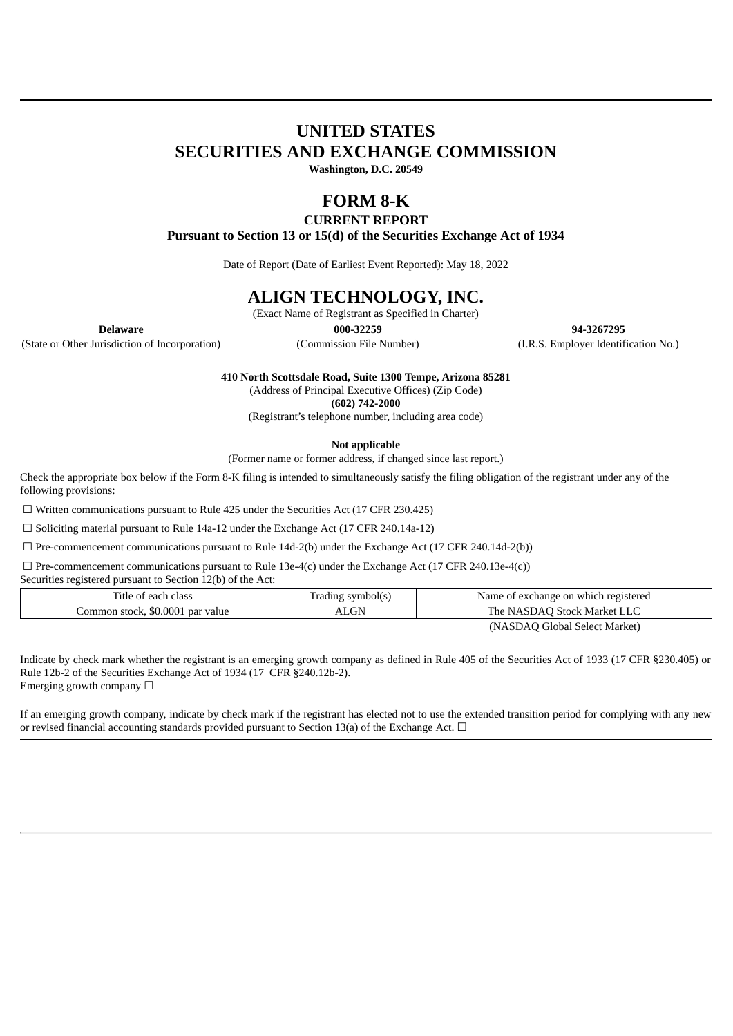# UNITED STATES
# SECURITIES AND EXCHANGE COMMISSION

**Washington, D.C. 20549**

# FORM 8-K

**CURRENT REPORT**

**Pursuant to Section 13 or 15(d) of the Securities Exchange Act of 1934**

Date of Report (Date of Earliest Event Reported): May 18, 2022

# ALIGN TECHNOLOGY, INC.

(Exact Name of Registrant as Specified in Charter)

| **Delaware** | **000-32259** | **94-3267295** |
|---|---|---|
| (State or Other Jurisdiction of Incorporation) | (Commission File Number) | (I.R.S. Employer Identification No.) |

**410 North Scottsdale Road, Suite 1300 Tempe, Arizona 85281**

(Address of Principal Executive Offices) (Zip Code)

**(602) 742-2000**

(Registrant's telephone number, including area code)

**Not applicable**

(Former name or former address, if changed since last report.)

Check the appropriate box below if the Form 8-K filing is intended to simultaneously satisfy the filing obligation of the registrant under any of the following provisions:

☐ Written communications pursuant to Rule 425 under the Securities Act (17 CFR 230.425)

☐ Soliciting material pursuant to Rule 14a-12 under the Exchange Act (17 CFR 240.14a-12)

☐ Pre-commencement communications pursuant to Rule 14d-2(b) under the Exchange Act (17 CFR 240.14d-2(b))

☐ Pre-commencement communications pursuant to Rule 13e-4(c) under the Exchange Act (17 CFR 240.13e-4(c))

Securities registered pursuant to Section 12(b) of the Act:

| Title of each class | Trading symbol(s) | Name of exchange on which registered |
|---|---|---|
| Common stock, $0.0001 par value | ALGN | The NASDAQ Stock Market LLC (NASDAQ Global Select Market) |

Indicate by check mark whether the registrant is an emerging growth company as defined in Rule 405 of the Securities Act of 1933 (17 CFR §230.405) or Rule 12b-2 of the Securities Exchange Act of 1934 (17 CFR §240.12b-2).

Emerging growth company ☐

If an emerging growth company, indicate by check mark if the registrant has elected not to use the extended transition period for complying with any new or revised financial accounting standards provided pursuant to Section 13(a) of the Exchange Act. ☐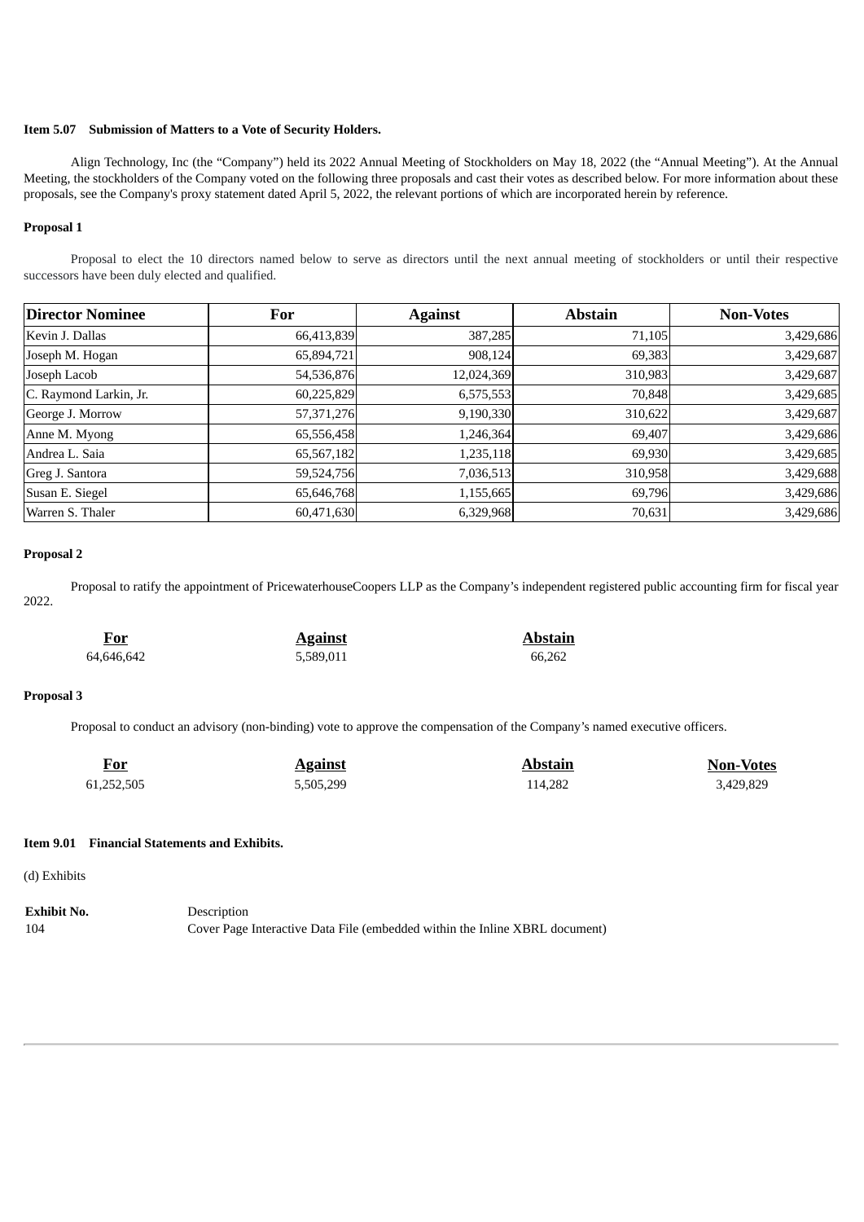**Item 5.07 Submission of Matters to a Vote of Security Holders.**

Align Technology, Inc (the "Company") held its 2022 Annual Meeting of Stockholders on May 18, 2022 (the "Annual Meeting"). At the Annual Meeting, the stockholders of the Company voted on the following three proposals and cast their votes as described below. For more information about these proposals, see the Company's proxy statement dated April 5, 2022, the relevant portions of which are incorporated herein by reference.

**Proposal 1**

Proposal to elect the 10 directors named below to serve as directors until the next annual meeting of stockholders or until their respective successors have been duly elected and qualified.

| Director Nominee | For | Against | Abstain | Non-Votes |
|---|---|---|---|---|
| Kevin J. Dallas | 66,413,839 | 387,285 | 71,105 | 3,429,686 |
| Joseph M. Hogan | 65,894,721 | 908,124 | 69,383 | 3,429,687 |
| Joseph Lacob | 54,536,876 | 12,024,369 | 310,983 | 3,429,687 |
| C. Raymond Larkin, Jr. | 60,225,829 | 6,575,553 | 70,848 | 3,429,685 |
| George J. Morrow | 57,371,276 | 9,190,330 | 310,622 | 3,429,687 |
| Anne M. Myong | 65,556,458 | 1,246,364 | 69,407 | 3,429,686 |
| Andrea L. Saia | 65,567,182 | 1,235,118 | 69,930 | 3,429,685 |
| Greg J. Santora | 59,524,756 | 7,036,513 | 310,958 | 3,429,688 |
| Susan E. Siegel | 65,646,768 | 1,155,665 | 69,796 | 3,429,686 |
| Warren S. Thaler | 60,471,630 | 6,329,968 | 70,631 | 3,429,686 |

**Proposal 2**

Proposal to ratify the appointment of PricewaterhouseCoopers LLP as the Company's independent registered public accounting firm for fiscal year 2022.

| For | Against | Abstain |
|---|---|---|
| 64,646,642 | 5,589,011 | 66,262 |

**Proposal 3**

Proposal to conduct an advisory (non-binding) vote to approve the compensation of the Company's named executive officers.

| For | Against | Abstain | Non-Votes |
|---|---|---|---|
| 61,252,505 | 5,505,299 | 114,282 | 3,429,829 |

**Item 9.01 Financial Statements and Exhibits.**

(d) Exhibits

| Exhibit No. | Description |
|---|---|
| 104 | Cover Page Interactive Data File (embedded within the Inline XBRL document) |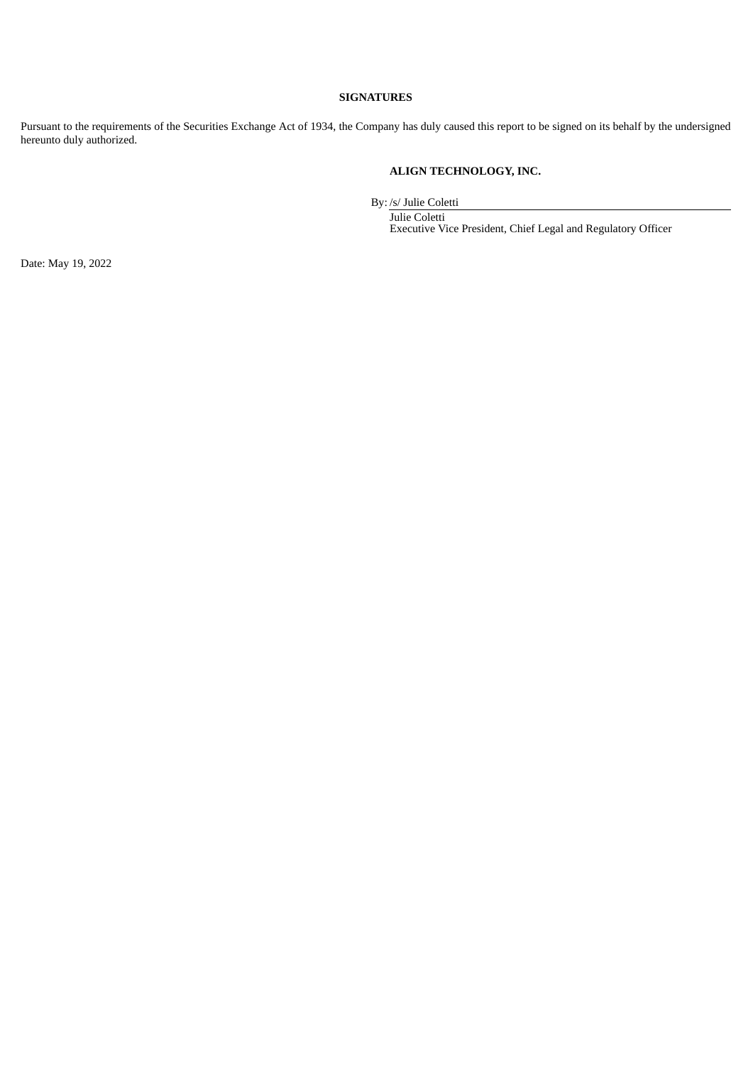**SIGNATURES**

Pursuant to the requirements of the Securities Exchange Act of 1934, the Company has duly caused this report to be signed on its behalf by the undersigned hereunto duly authorized.

**ALIGN TECHNOLOGY, INC.**

By: /s/ Julie Coletti

Julie Coletti
Executive Vice President, Chief Legal and Regulatory Officer

Date: May 19, 2022